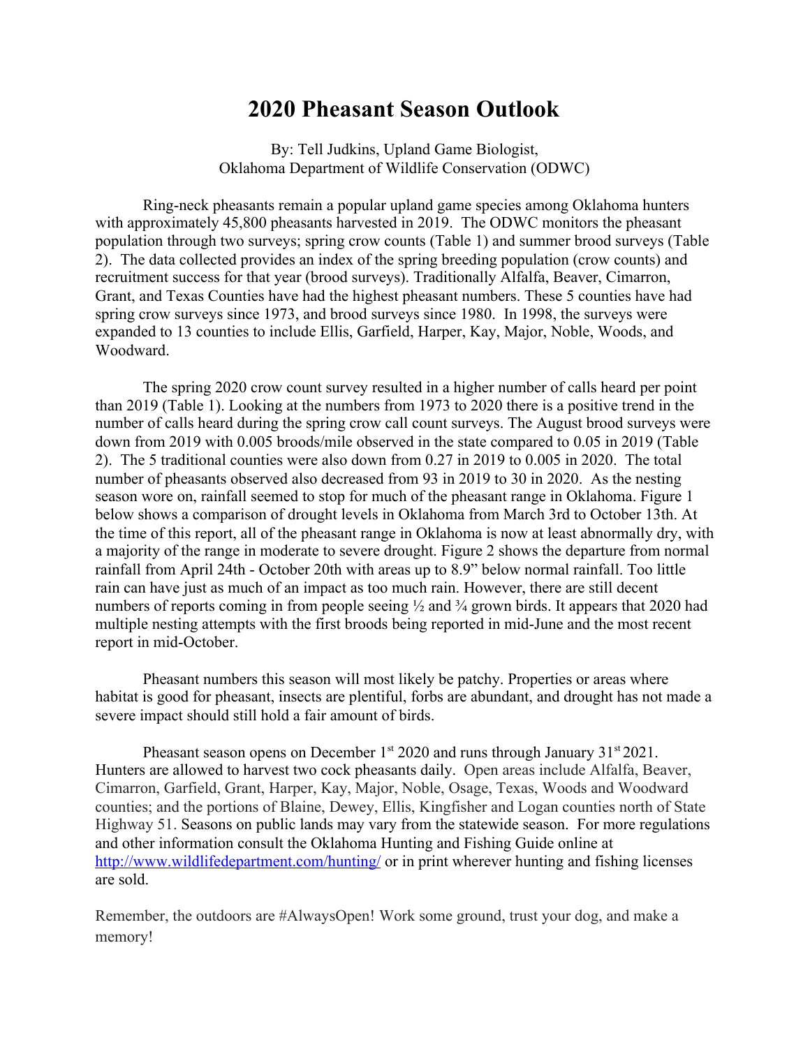# 2020 Pheasant Season Outlook

By: Tell Judkins, Upland Game Biologist,
Oklahoma Department of Wildlife Conservation (ODWC)

Ring-neck pheasants remain a popular upland game species among Oklahoma hunters with approximately 45,800 pheasants harvested in 2019. The ODWC monitors the pheasant population through two surveys; spring crow counts (Table 1) and summer brood surveys (Table 2). The data collected provides an index of the spring breeding population (crow counts) and recruitment success for that year (brood surveys). Traditionally Alfalfa, Beaver, Cimarron, Grant, and Texas Counties have had the highest pheasant numbers. These 5 counties have had spring crow surveys since 1973, and brood surveys since 1980. In 1998, the surveys were expanded to 13 counties to include Ellis, Garfield, Harper, Kay, Major, Noble, Woods, and Woodward.

The spring 2020 crow count survey resulted in a higher number of calls heard per point than 2019 (Table 1). Looking at the numbers from 1973 to 2020 there is a positive trend in the number of calls heard during the spring crow call count surveys. The August brood surveys were down from 2019 with 0.005 broods/mile observed in the state compared to 0.05 in 2019 (Table 2). The 5 traditional counties were also down from 0.27 in 2019 to 0.005 in 2020. The total number of pheasants observed also decreased from 93 in 2019 to 30 in 2020. As the nesting season wore on, rainfall seemed to stop for much of the pheasant range in Oklahoma. Figure 1 below shows a comparison of drought levels in Oklahoma from March 3rd to October 13th. At the time of this report, all of the pheasant range in Oklahoma is now at least abnormally dry, with a majority of the range in moderate to severe drought. Figure 2 shows the departure from normal rainfall from April 24th - October 20th with areas up to 8.9" below normal rainfall. Too little rain can have just as much of an impact as too much rain. However, there are still decent numbers of reports coming in from people seeing ½ and ¾ grown birds. It appears that 2020 had multiple nesting attempts with the first broods being reported in mid-June and the most recent report in mid-October.

Pheasant numbers this season will most likely be patchy. Properties or areas where habitat is good for pheasant, insects are plentiful, forbs are abundant, and drought has not made a severe impact should still hold a fair amount of birds.

Pheasant season opens on December 1st 2020 and runs through January 31st 2021. Hunters are allowed to harvest two cock pheasants daily. Open areas include Alfalfa, Beaver, Cimarron, Garfield, Grant, Harper, Kay, Major, Noble, Osage, Texas, Woods and Woodward counties; and the portions of Blaine, Dewey, Ellis, Kingfisher and Logan counties north of State Highway 51. Seasons on public lands may vary from the statewide season. For more regulations and other information consult the Oklahoma Hunting and Fishing Guide online at http://www.wildlifedepartment.com/hunting/ or in print wherever hunting and fishing licenses are sold.

Remember, the outdoors are #AlwaysOpen! Work some ground, trust your dog, and make a memory!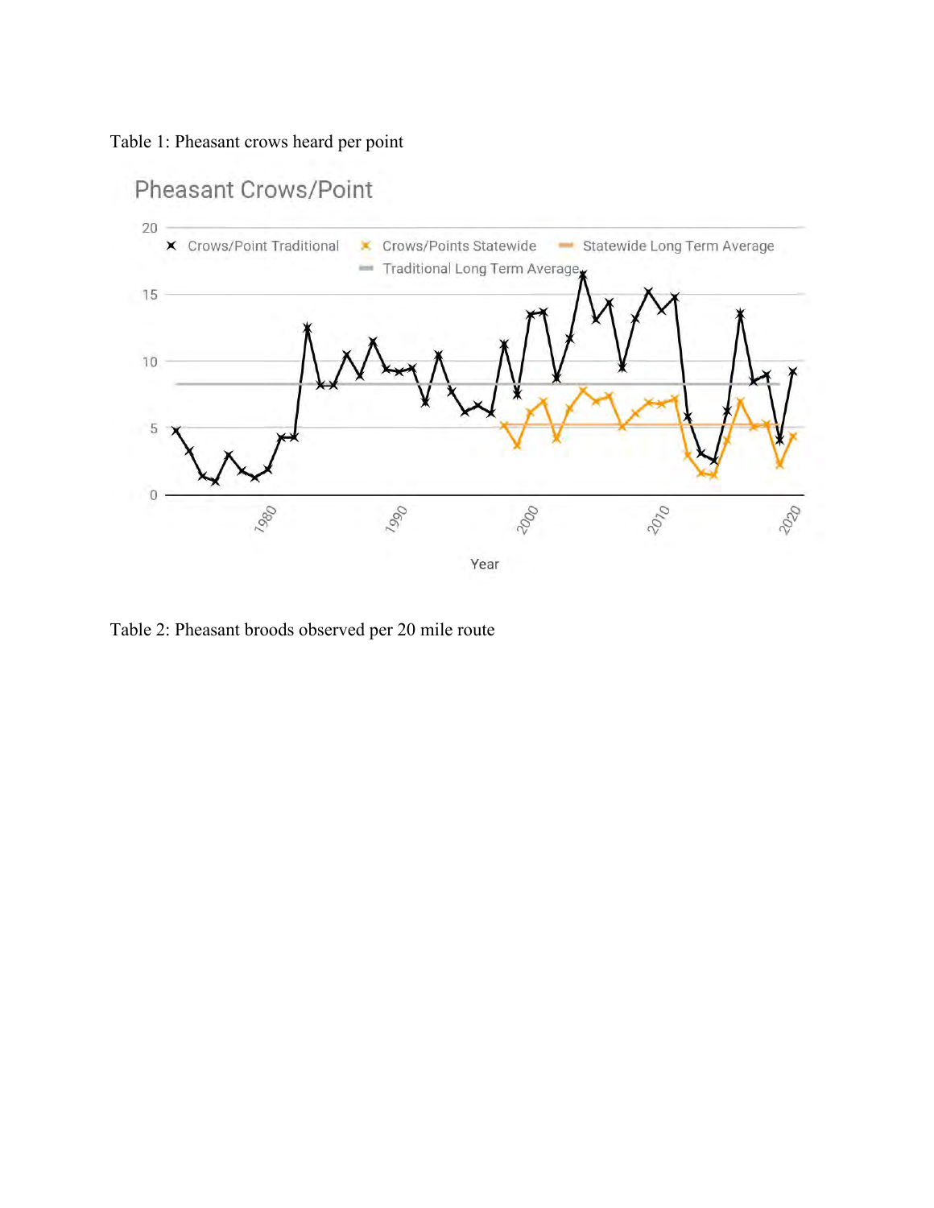Table 1: Pheasant crows heard per point

Table 2: Pheasant broods observed per 20 mile route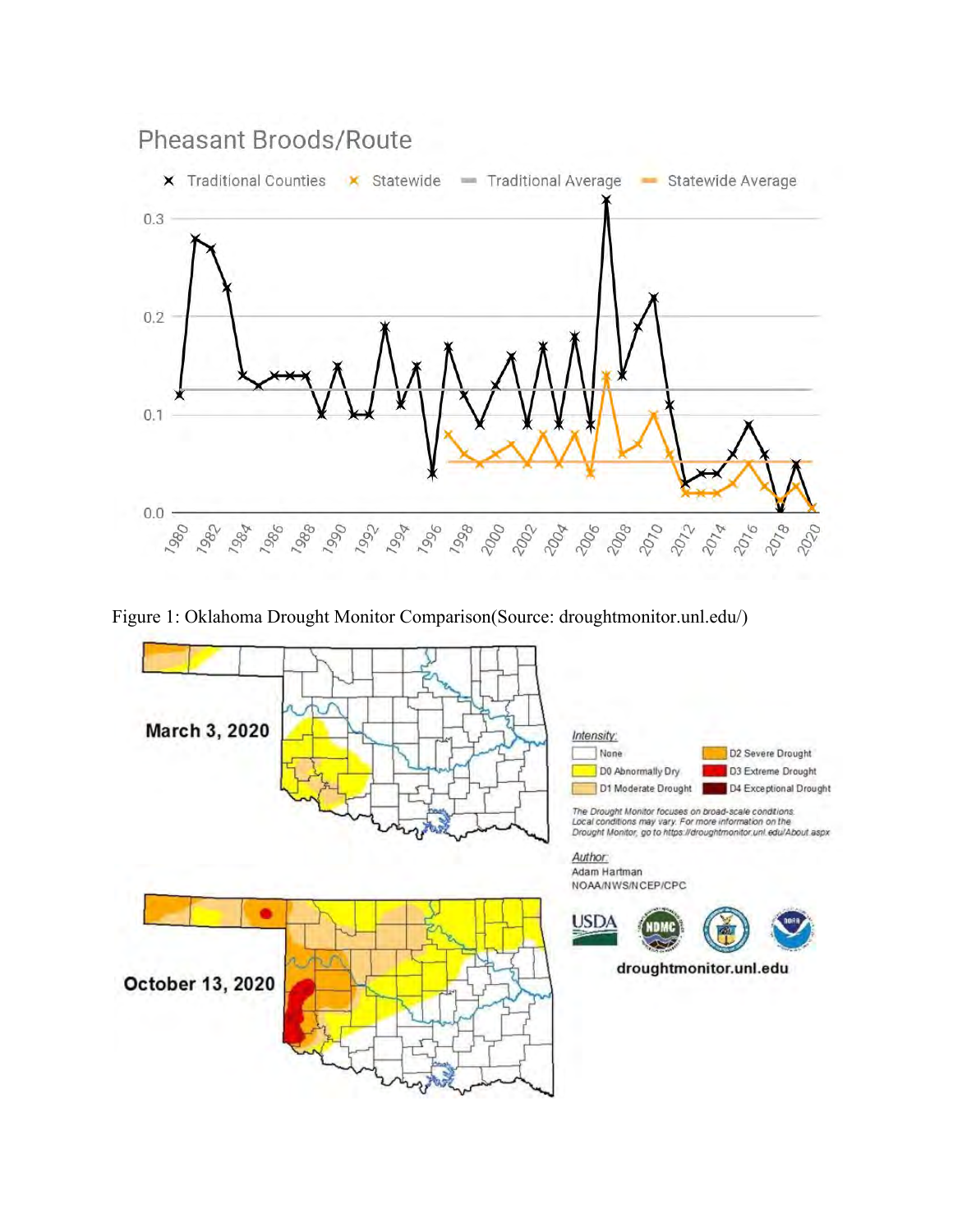Figure 1: Oklahoma Drought Monitor Comparison(Source: droughtmonitor.unl.edu/)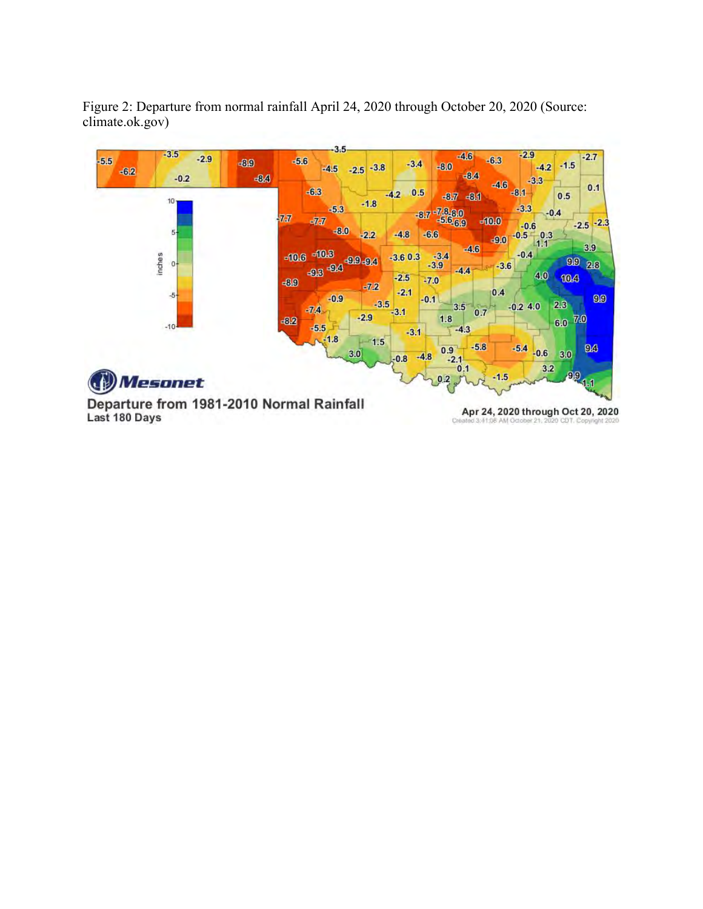Figure 2: Departure from normal rainfall April 24, 2020 through October 20, 2020 (Source: climate.ok.gov)

Mesonet

Departure from 1981-2010 Normal Rainfall

Last 180 Days

Apr 24, 2020 through Oct 20, 2020

Created 3:41:08 AM October 21, 2020 CDT. Copyright 2020

inches

10

5

0

-5

-10